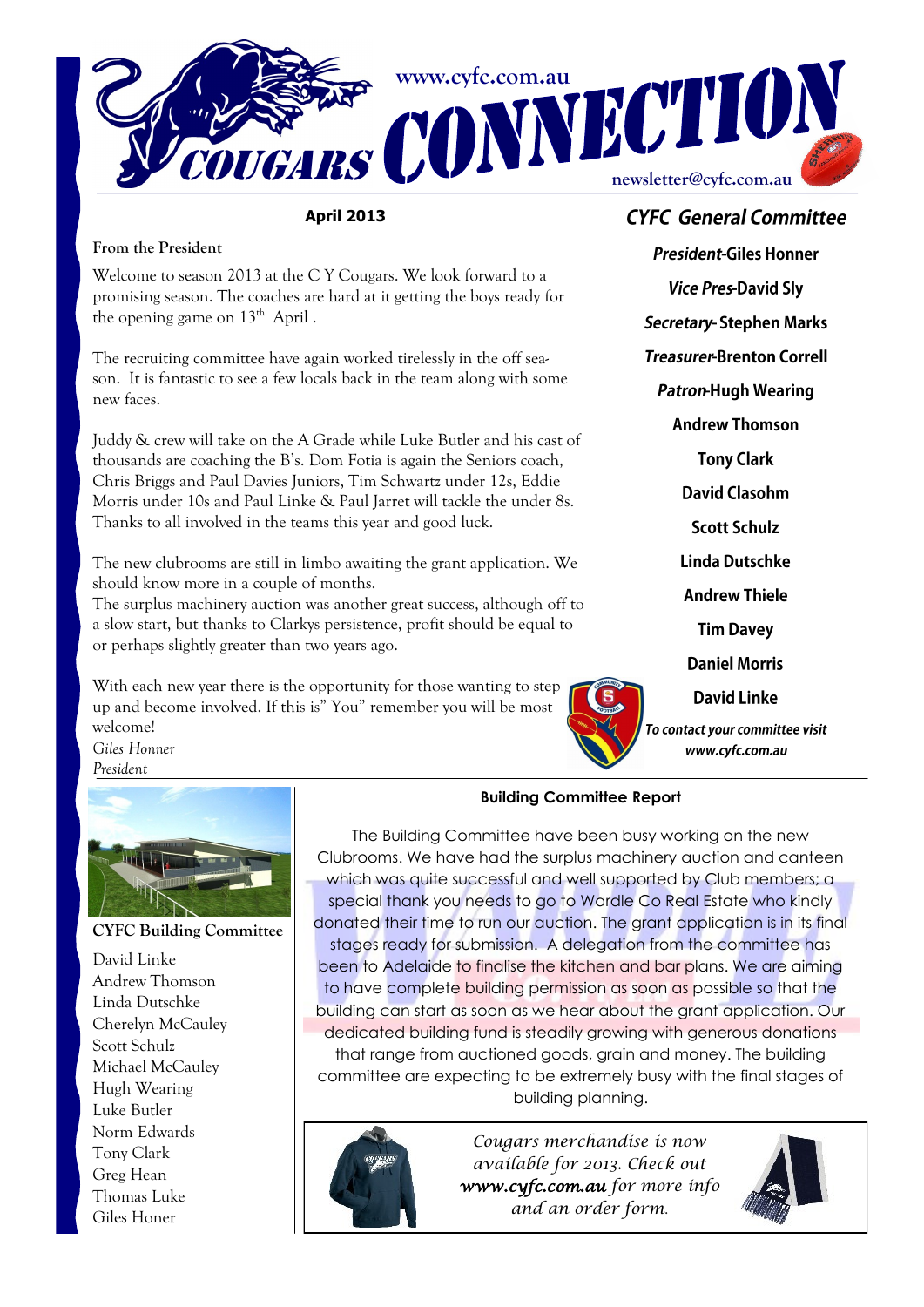# Cougars CONNECTION

www.cyfc.com.au

newsletter@cyfc.com.au

**April 2013**

**From the President**

Welcome to season 2013 at the C Y Cougars. We look forward to a promising season. The coaches are hard at it getting the boys ready for the opening game on 13th April .

The recruiting committee have again worked tirelessly in the off season. It is fantastic to see a few locals back in the team along with some new faces.

Juddy & crew will take on the A Grade while Luke Butler and his cast of thousands are coaching the B's. Dom Fotia is again the Seniors coach, Chris Briggs and Paul Davies Juniors, Tim Schwartz under 12s, Eddie Morris under 10s and Paul Linke & Paul Jarret will tackle the under 8s. Thanks to all involved in the teams this year and good luck.

The new clubrooms are still in limbo awaiting the grant application. We should know more in a couple of months.

The surplus machinery auction was another great success, although off to a slow start, but thanks to Clarkys persistence, profit should be equal to or perhaps slightly greater than two years ago.

With each new year there is the opportunity for those wanting to step up and become involved. If this is" You" remember you will be most welcome!

*Giles Honner*
*President*

## CYFC General Committee

***President***-**Giles Honner**

***Vice Pres***-**David Sly**

***Secretary***- **Stephen Marks**

***Treasurer***-**Brenton Correll**

***Patron***-**Hugh Wearing**

**Andrew Thomson**

**Tony Clark**

**David Clasohm**

**Scott Schulz**

**Linda Dutschke**

**Andrew Thiele**

**Tim Davey**

**Daniel Morris**

**David Linke**

***To contact your committee visit www.cyfc.com.au***

**CYFC Building Committee**

David Linke
Andrew Thomson
Linda Dutschke
Cherelyn McCauley
Scott Schulz
Michael McCauley
Hugh Wearing
Luke Butler
Norm Edwards
Tony Clark
Greg Hean
Thomas Luke
Giles Honer

**Building Committee Report**

The Building Committee have been busy working on the new Clubrooms. We have had the surplus machinery auction and canteen which was quite successful and well supported by Club members; a special thank you needs to go to Wardle Co Real Estate who kindly donated their time to run our auction. The grant application is in its final stages ready for submission. A delegation from the committee has been to Adelaide to finalise the kitchen and bar plans. We are aiming to have complete building permission as soon as possible so that the building can start as soon as we hear about the grant application. Our dedicated building fund is steadily growing with generous donations that range from auctioned goods, grain and money. The building committee are expecting to be extremely busy with the final stages of building planning.

*Cougars merchandise is now available for 2013. Check out* ***www.cyfc.com.au*** *for more info and an order form.*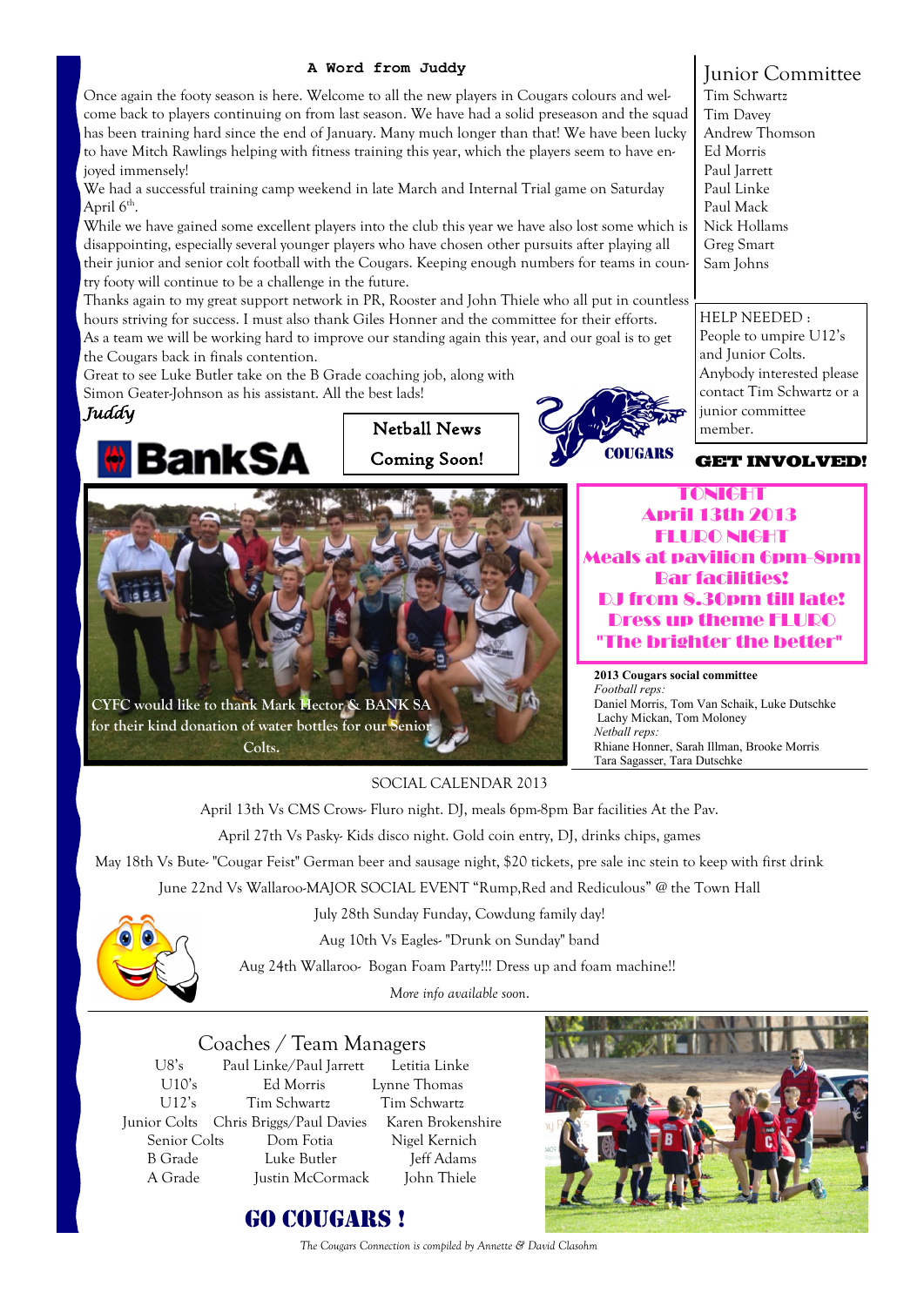## A Word from Judy

Once again the footy season is here. Welcome to all the new players in Cougars colours and welcome back to players continuing on from last season. We have had a solid preseason and the squad has been training hard since the end of January. Many much longer than that! We have been lucky to have Mitch Rawlings helping with fitness training this year, which the players seem to have enjoyed immensely!

We had a successful training camp weekend in late March and Internal Trial game on Saturday April 6th.

While we have gained some excellent players into the club this year we have also lost some which is disappointing, especially several younger players who have chosen other pursuits after playing all their junior and senior colt football with the Cougars. Keeping enough numbers for teams in country footy will continue to be a challenge in the future.

Thanks again to my great support network in PR, Rooster and John Thiele who all put in countless hours striving for success. I must also thank Giles Honner and the committee for their efforts.

As a team we will be working hard to improve our standing again this year, and our goal is to get the Cougars back in finals contention.

Great to see Luke Butler take on the B Grade coaching job, along with Simon Geater-Johnson as his assistant. All the best lads!

*Juddy*

## Junior Committee

Tim Schwartz
Tim Davey
Andrew Thomson
Ed Morris
Paul Jarrett
Paul Linke
Paul Mack
Nick Hollams
Greg Smart
Sam Johns

HELP NEEDED : People to umpire U12's and Junior Colts. Anybody interested please contact Tim Schwartz or a junior committee member.

**GET INVOLVED!**

BankSA

**Netball News Coming Soon!**

COUGARS

CYFC would like to thank Mark Hector & BANK SA for their kind donation of water bottles for our Senior Colts.

**TONIGHT**
**April 13th 2013**
**FLURO NIGHT**
**Meals at pavilion 6pm-8pm**
**Bar facilities!**
**DJ from 8.30pm till late!**
**Dress up theme FLURO**
**"The brighter the better"**

**2013 Cougars social committee**
*Football reps:*
Daniel Morris, Tom Van Schaik, Luke Dutschke
Lachy Mickan, Tom Moloney
*Netball reps:*
Rhiane Honner, Sarah Illman, Brooke Morris
Tara Sagasser, Tara Dutschke

## SOCIAL CALENDAR 2013

April 13th Vs CMS Crows- Fluro night. DJ, meals 6pm-8pm Bar facilities At the Pav.

April 27th Vs Pasky- Kids disco night. Gold coin entry, DJ, drinks chips, games

May 18th Vs Bute- "Cougar Feist" German beer and sausage night, $20 tickets, pre sale inc stein to keep with first drink

June 22nd Vs Wallaroo-MAJOR SOCIAL EVENT "Rump,Red and Rediculous" @ the Town Hall

July 28th Sunday Funday, Cowdung family day!

Aug 10th Vs Eagles- "Drunk on Sunday" band

Aug 24th Wallaroo- Bogan Foam Party!!! Dress up and foam machine!!

*More info available soon.*

## Coaches / Team Managers

| | | |
|---|---|---|
| U8's | Paul Linke/Paul Jarrett | Letitia Linke |
| U10's | Ed Morris | Lynne Thomas |
| U12's | Tim Schwartz | Tim Schwartz |
| Junior Colts | Chris Briggs/Paul Davies | Karen Brokenshire |
| Senior Colts | Dom Fotia | Nigel Kernich |
| B Grade | Luke Butler | Jeff Adams |
| A Grade | Justin McCormack | John Thiele |

**GO COUGARS !**

*The Cougars Connection is compiled by Annette & David Clasohm*